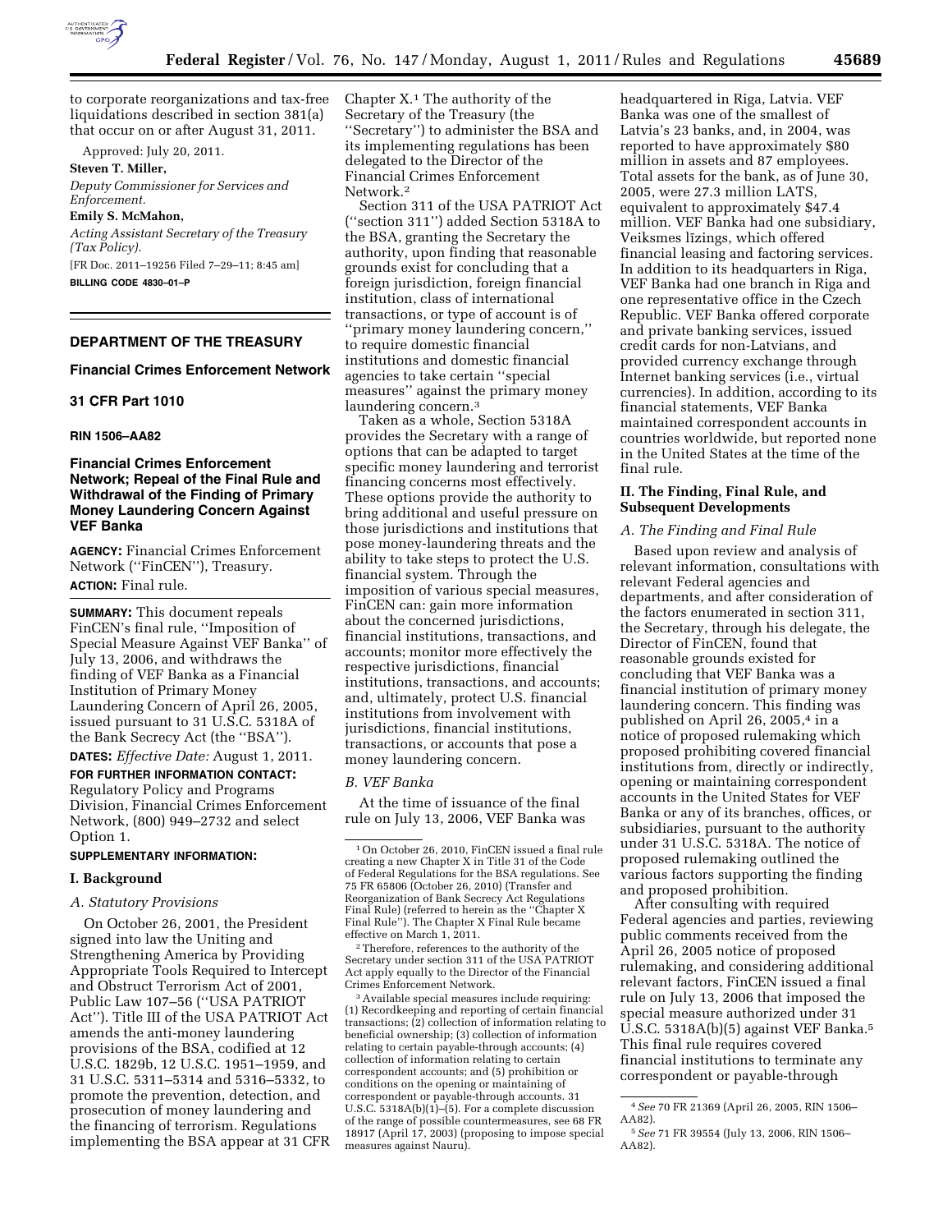to corporate reorganizations and tax-free liquidations described in section 381(a) that occur on or after August 31, 2011.

Approved: July 20, 2011.

**Steven T. Miller,**

*Deputy Commissioner for Services and Enforcement.*

**Emily S. McMahon,**

*Acting Assistant Secretary of the Treasury (Tax Policy).*

[FR Doc. 2011–19256 Filed 7–29–11; 8:45 am]

**BILLING CODE 4830–01–P**

---

## DEPARTMENT OF THE TREASURY

### Financial Crimes Enforcement Network

### 31 CFR Part 1010

### RIN 1506–AA82

### Financial Crimes Enforcement Network; Repeal of the Final Rule and Withdrawal of the Finding of Primary Money Laundering Concern Against VEF Banka

**AGENCY:** Financial Crimes Enforcement Network (''FinCEN''), Treasury.

**ACTION:** Final rule.

**SUMMARY:** This document repeals FinCEN's final rule, ''Imposition of Special Measure Against VEF Banka'' of July 13, 2006, and withdraws the finding of VEF Banka as a Financial Institution of Primary Money Laundering Concern of April 26, 2005, issued pursuant to 31 U.S.C. 5318A of the Bank Secrecy Act (the ''BSA'').

**DATES:** *Effective Date:* August 1, 2011.

**FOR FURTHER INFORMATION CONTACT:** Regulatory Policy and Programs Division, Financial Crimes Enforcement Network, (800) 949–2732 and select Option 1.

**SUPPLEMENTARY INFORMATION:**

### I. Background

#### *A. Statutory Provisions*

On October 26, 2001, the President signed into law the Uniting and Strengthening America by Providing Appropriate Tools Required to Intercept and Obstruct Terrorism Act of 2001, Public Law 107–56 (''USA PATRIOT Act''). Title III of the USA PATRIOT Act amends the anti-money laundering provisions of the BSA, codified at 12 U.S.C. 1829b, 12 U.S.C. 1951–1959, and 31 U.S.C. 5311–5314 and 5316–5332, to promote the prevention, detection, and prosecution of money laundering and the financing of terrorism. Regulations implementing the BSA appear at 31 CFR Chapter X.[1] The authority of the Secretary of the Treasury (the ''Secretary'') to administer the BSA and its implementing regulations has been delegated to the Director of the Financial Crimes Enforcement Network.[2]

Section 311 of the USA PATRIOT Act (''section 311'') added Section 5318A to the BSA, granting the Secretary the authority, upon finding that reasonable grounds exist for concluding that a foreign jurisdiction, foreign financial institution, class of international transactions, or type of account is of ''primary money laundering concern,'' to require domestic financial institutions and domestic financial agencies to take certain ''special measures'' against the primary money laundering concern.[3]

Taken as a whole, Section 5318A provides the Secretary with a range of options that can be adapted to target specific money laundering and terrorist financing concerns most effectively. These options provide the authority to bring additional and useful pressure on those jurisdictions and institutions that pose money-laundering threats and the ability to take steps to protect the U.S. financial system. Through the imposition of various special measures, FinCEN can: gain more information about the concerned jurisdictions, financial institutions, transactions, and accounts; monitor more effectively the respective jurisdictions, financial institutions, transactions, and accounts; and, ultimately, protect U.S. financial institutions from involvement with jurisdictions, financial institutions, transactions, or accounts that pose a money laundering concern.

#### *B. VEF Banka*

At the time of issuance of the final rule on July 13, 2006, VEF Banka was headquartered in Riga, Latvia. VEF Banka was one of the smallest of Latvia's 23 banks, and, in 2004, was reported to have approximately $80 million in assets and 87 employees. Total assets for the bank, as of June 30, 2005, were 27.3 million LATS, equivalent to approximately $47.4 million. VEF Banka had one subsidiary, Veiksmes līzings, which offered financial leasing and factoring services. In addition to its headquarters in Riga, VEF Banka had one branch in Riga and one representative office in the Czech Republic. VEF Banka offered corporate and private banking services, issued credit cards for non-Latvians, and provided currency exchange through Internet banking services (i.e., virtual currencies). In addition, according to its financial statements, VEF Banka maintained correspondent accounts in countries worldwide, but reported none in the United States at the time of the final rule.

### II. The Finding, Final Rule, and Subsequent Developments

#### *A. The Finding and Final Rule*

Based upon review and analysis of relevant information, consultations with relevant Federal agencies and departments, and after consideration of the factors enumerated in section 311, the Secretary, through his delegate, the Director of FinCEN, found that reasonable grounds existed for concluding that VEF Banka was a financial institution of primary money laundering concern. This finding was published on April 26, 2005,[4] in a notice of proposed rulemaking which proposed prohibiting covered financial institutions from, directly or indirectly, opening or maintaining correspondent accounts in the United States for VEF Banka or any of its branches, offices, or subsidiaries, pursuant to the authority under 31 U.S.C. 5318A. The notice of proposed rulemaking outlined the various factors supporting the finding and proposed prohibition.

After consulting with required Federal agencies and parties, reviewing public comments received from the April 26, 2005 notice of proposed rulemaking, and considering additional relevant factors, FinCEN issued a final rule on July 13, 2006 that imposed the special measure authorized under 31 U.S.C. 5318A(b)(5) against VEF Banka.[5] This final rule requires covered financial institutions to terminate any correspondent or payable-through

---

[1] On October 26, 2010, FinCEN issued a final rule creating a new Chapter X in Title 31 of the Code of Federal Regulations for the BSA regulations. See 75 FR 65806 (October 26, 2010) (Transfer and Reorganization of Bank Secrecy Act Regulations Final Rule) (referred to herein as the ''Chapter X Final Rule''). The Chapter X Final Rule became effective on March 1, 2011.

[2] Therefore, references to the authority of the Secretary under section 311 of the USA PATRIOT Act apply equally to the Director of the Financial Crimes Enforcement Network.

[3] Available special measures include requiring: (1) Recordkeeping and reporting of certain financial transactions; (2) collection of information relating to beneficial ownership; (3) collection of information relating to certain payable-through accounts; (4) collection of information relating to certain correspondent accounts; and (5) prohibition or conditions on the opening or maintaining of correspondent or payable-through accounts. 31 U.S.C. 5318A(b)(1)–(5). For a complete discussion of the range of possible countermeasures, see 68 FR 18917 (April 17, 2003) (proposing to impose special measures against Nauru).

[4] *See* 70 FR 21369 (April 26, 2005, RIN 1506–AA82).

[5] *See* 71 FR 39554 (July 13, 2006, RIN 1506–AA82).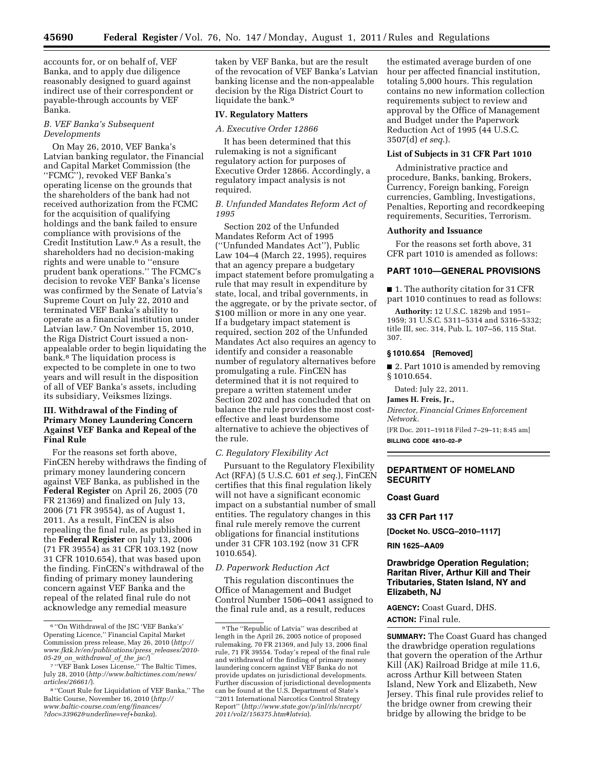accounts for, or on behalf of, VEF Banka, and to apply due diligence reasonably designed to guard against indirect use of their correspondent or payable-through accounts by VEF Banka.

### *B. VEF Banka's Subsequent Developments*

On May 26, 2010, VEF Banka's Latvian banking regulator, the Financial and Capital Market Commission (the ''FCMC''), revoked VEF Banka's operating license on the grounds that the shareholders of the bank had not received authorization from the FCMC for the acquisition of qualifying holdings and the bank failed to ensure compliance with provisions of the Credit Institution Law.[6] As a result, the shareholders had no decision-making rights and were unable to ''ensure prudent bank operations.'' The FCMC's decision to revoke VEF Banka's license was confirmed by the Senate of Latvia's Supreme Court on July 22, 2010 and terminated VEF Banka's ability to operate as a financial institution under Latvian law.[7] On November 15, 2010, the Riga District Court issued a non-appealable order to begin liquidating the bank.[8] The liquidation process is expected to be complete in one to two years and will result in the disposition of all of VEF Banka's assets, including its subsidiary, Veiksmes līzings.

## III. Withdrawal of the Finding of Primary Money Laundering Concern Against VEF Banka and Repeal of the Final Rule

For the reasons set forth above, FinCEN hereby withdraws the finding of primary money laundering concern against VEF Banka, as published in the **Federal Register** on April 26, 2005 (70 FR 21369) and finalized on July 13, 2006 (71 FR 39554), as of August 1, 2011. As a result, FinCEN is also repealing the final rule, as published in the **Federal Register** on July 13, 2006 (71 FR 39554) as 31 CFR 103.192 (now 31 CFR 1010.654), that was based upon the finding. FinCEN's withdrawal of the finding of primary money laundering concern against VEF Banka and the repeal of the related final rule do not acknowledge any remedial measure taken by VEF Banka, but are the result of the revocation of VEF Banka's Latvian banking license and the non-appealable decision by the Riga District Court to liquidate the bank.[9]

## IV. Regulatory Matters

### *A. Executive Order 12866*

It has been determined that this rulemaking is not a significant regulatory action for purposes of Executive Order 12866. Accordingly, a regulatory impact analysis is not required.

### *B. Unfunded Mandates Reform Act of 1995*

Section 202 of the Unfunded Mandates Reform Act of 1995 (''Unfunded Mandates Act''), Public Law 104–4 (March 22, 1995), requires that an agency prepare a budgetary impact statement before promulgating a rule that may result in expenditure by state, local, and tribal governments, in the aggregate, or by the private sector, of $100 million or more in any one year. If a budgetary impact statement is required, section 202 of the Unfunded Mandates Act also requires an agency to identify and consider a reasonable number of regulatory alternatives before promulgating a rule. FinCEN has determined that it is not required to prepare a written statement under Section 202 and has concluded that on balance the rule provides the most cost-effective and least burdensome alternative to achieve the objectives of the rule.

### *C. Regulatory Flexibility Act*

Pursuant to the Regulatory Flexibility Act (RFA) (5 U.S.C. 601 *et seq.*), FinCEN certifies that this final regulation likely will not have a significant economic impact on a substantial number of small entities. The regulatory changes in this final rule merely remove the current obligations for financial institutions under 31 CFR 103.192 (now 31 CFR 1010.654).

### *D. Paperwork Reduction Act*

This regulation discontinues the Office of Management and Budget Control Number 1506–0041 assigned to the final rule and, as a result, reduces the estimated average burden of one hour per affected financial institution, totaling 5,000 hours. This regulation contains no new information collection requirements subject to review and approval by the Office of Management and Budget under the Paperwork Reduction Act of 1995 (44 U.S.C. 3507(d) *et seq.*).

## List of Subjects in 31 CFR Part 1010

Administrative practice and procedure, Banks, banking, Brokers, Currency, Foreign banking, Foreign currencies, Gambling, Investigations, Penalties, Reporting and recordkeeping requirements, Securities, Terrorism.

## Authority and Issuance

For the reasons set forth above, 31 CFR part 1010 is amended as follows:

## PART 1010—GENERAL PROVISIONS

■ 1. The authority citation for 31 CFR part 1010 continues to read as follows:

**Authority:** 12 U.S.C. 1829b and 1951–1959; 31 U.S.C. 5311–5314 and 5316–5332; title III, sec. 314, Pub. L. 107–56, 115 Stat. 307.

### § 1010.654 [Removed]

■ 2. Part 1010 is amended by removing § 1010.654.

Dated: July 22, 2011.

**James H. Freis, Jr.,**

*Director, Financial Crimes Enforcement Network.*

[FR Doc. 2011–19118 Filed 7–29–11; 8:45 am]

**BILLING CODE 4810–02–P**

---

[6] ''On Withdrawal of the JSC 'VEF Banka's' Operating Licence,'' Financial Capital Market Commission press release, May 26, 2010 (*http://www.fktk.lv/en/publications/press_releases/2010-05-29_on_withdrawal_of_the_jsc/*)

[7] ''VEF Bank Loses License,'' The Baltic Times, July 28, 2010 (*http://www.baltictimes.com/news/articles/26661/*).

[8] ''Court Rule for Liquidation of VEF Banka,'' The Baltic Course, November 16, 2010 (*http://www.baltic-course.com/eng/finances/?doc=33962&underline=vef+banka*).

[9] The ''Republic of Latvia'' was described at length in the April 26, 2005 notice of proposed rulemaking, 70 FR 21369, and July 13, 2006 final rule, 71 FR 39554. Today's repeal of the final rule and withdrawal of the finding of primary money laundering concern against VEF Banka do not provide updates on jurisdictional developments. Further discussion of jurisdictional developments can be found at the U.S. Department of State's ''2011 International Narcotics Control Strategy Report'' (*http://www.state.gov/p/inl/rls/nrcrpt/2011/vol2/156375.htm#latvia*).

---

# DEPARTMENT OF HOMELAND SECURITY

## Coast Guard

## 33 CFR Part 117

**[Docket No. USCG–2010–1117]**

**RIN 1625–AA09**

## Drawbridge Operation Regulation; Raritan River, Arthur Kill and Their Tributaries, Staten Island, NY and Elizabeth, NJ

**AGENCY:** Coast Guard, DHS.

**ACTION:** Final rule.

**SUMMARY:** The Coast Guard has changed the drawbridge operation regulations that govern the operation of the Arthur Kill (AK) Railroad Bridge at mile 11.6, across Arthur Kill between Staten Island, New York and Elizabeth, New Jersey. This final rule provides relief to the bridge owner from crewing their bridge by allowing the bridge to be